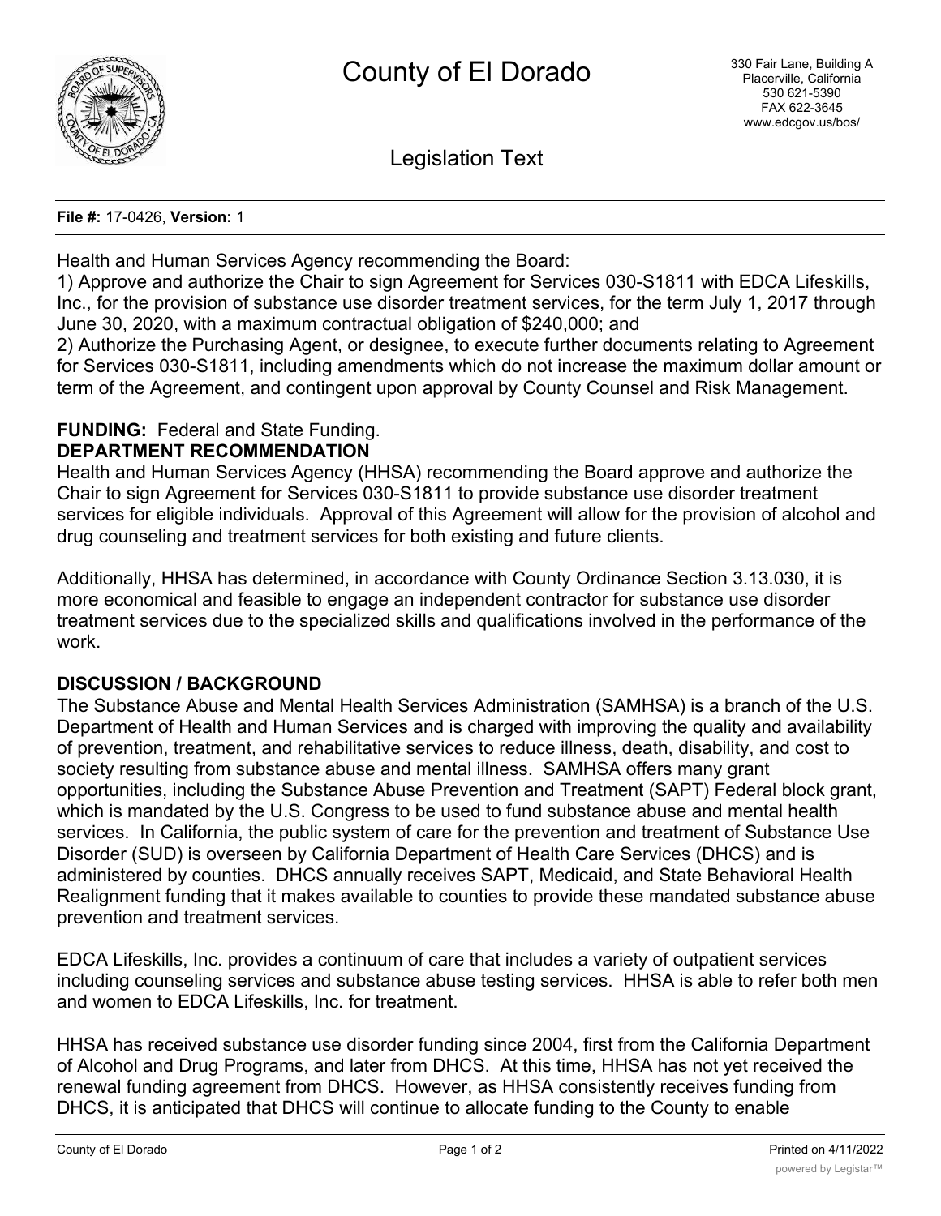# County of El Dorado

330 Fair Lane, Building A
Placerville, California
530 621-5390
FAX 622-3645
www.edcgov.us/bos/

## Legislation Text

**File #:** 17-0426, **Version:** 1

Health and Human Services Agency recommending the Board:
1) Approve and authorize the Chair to sign Agreement for Services 030-S1811 with EDCA Lifeskills, Inc., for the provision of substance use disorder treatment services, for the term July 1, 2017 through June 30, 2020, with a maximum contractual obligation of $240,000; and
2) Authorize the Purchasing Agent, or designee, to execute further documents relating to Agreement for Services 030-S1811, including amendments which do not increase the maximum dollar amount or term of the Agreement, and contingent upon approval by County Counsel and Risk Management.

**FUNDING:** Federal and State Funding.

**DEPARTMENT RECOMMENDATION**

Health and Human Services Agency (HHSA) recommending the Board approve and authorize the Chair to sign Agreement for Services 030-S1811 to provide substance use disorder treatment services for eligible individuals. Approval of this Agreement will allow for the provision of alcohol and drug counseling and treatment services for both existing and future clients.

Additionally, HHSA has determined, in accordance with County Ordinance Section 3.13.030, it is more economical and feasible to engage an independent contractor for substance use disorder treatment services due to the specialized skills and qualifications involved in the performance of the work.

**DISCUSSION / BACKGROUND**

The Substance Abuse and Mental Health Services Administration (SAMHSA) is a branch of the U.S. Department of Health and Human Services and is charged with improving the quality and availability of prevention, treatment, and rehabilitative services to reduce illness, death, disability, and cost to society resulting from substance abuse and mental illness. SAMHSA offers many grant opportunities, including the Substance Abuse Prevention and Treatment (SAPT) Federal block grant, which is mandated by the U.S. Congress to be used to fund substance abuse and mental health services. In California, the public system of care for the prevention and treatment of Substance Use Disorder (SUD) is overseen by California Department of Health Care Services (DHCS) and is administered by counties. DHCS annually receives SAPT, Medicaid, and State Behavioral Health Realignment funding that it makes available to counties to provide these mandated substance abuse prevention and treatment services.

EDCA Lifeskills, Inc. provides a continuum of care that includes a variety of outpatient services including counseling services and substance abuse testing services. HHSA is able to refer both men and women to EDCA Lifeskills, Inc. for treatment.

HHSA has received substance use disorder funding since 2004, first from the California Department of Alcohol and Drug Programs, and later from DHCS. At this time, HHSA has not yet received the renewal funding agreement from DHCS. However, as HHSA consistently receives funding from DHCS, it is anticipated that DHCS will continue to allocate funding to the County to enable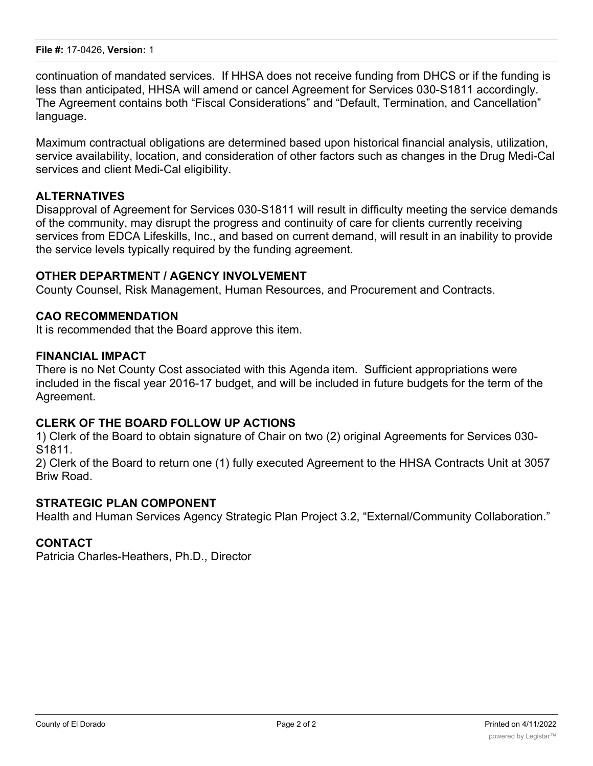continuation of mandated services. If HHSA does not receive funding from DHCS or if the funding is less than anticipated, HHSA will amend or cancel Agreement for Services 030-S1811 accordingly. The Agreement contains both “Fiscal Considerations” and “Default, Termination, and Cancellation” language.

Maximum contractual obligations are determined based upon historical financial analysis, utilization, service availability, location, and consideration of other factors such as changes in the Drug Medi-Cal services and client Medi-Cal eligibility.

## ALTERNATIVES

Disapproval of Agreement for Services 030-S1811 will result in difficulty meeting the service demands of the community, may disrupt the progress and continuity of care for clients currently receiving services from EDCA Lifeskills, Inc., and based on current demand, will result in an inability to provide the service levels typically required by the funding agreement.

## OTHER DEPARTMENT / AGENCY INVOLVEMENT

County Counsel, Risk Management, Human Resources, and Procurement and Contracts.

## CAO RECOMMENDATION

It is recommended that the Board approve this item.

## FINANCIAL IMPACT

There is no Net County Cost associated with this Agenda item. Sufficient appropriations were included in the fiscal year 2016-17 budget, and will be included in future budgets for the term of the Agreement.

## CLERK OF THE BOARD FOLLOW UP ACTIONS

1) Clerk of the Board to obtain signature of Chair on two (2) original Agreements for Services 030-S1811.
2) Clerk of the Board to return one (1) fully executed Agreement to the HHSA Contracts Unit at 3057 Briw Road.

## STRATEGIC PLAN COMPONENT

Health and Human Services Agency Strategic Plan Project 3.2, “External/Community Collaboration.”

## CONTACT

Patricia Charles-Heathers, Ph.D., Director